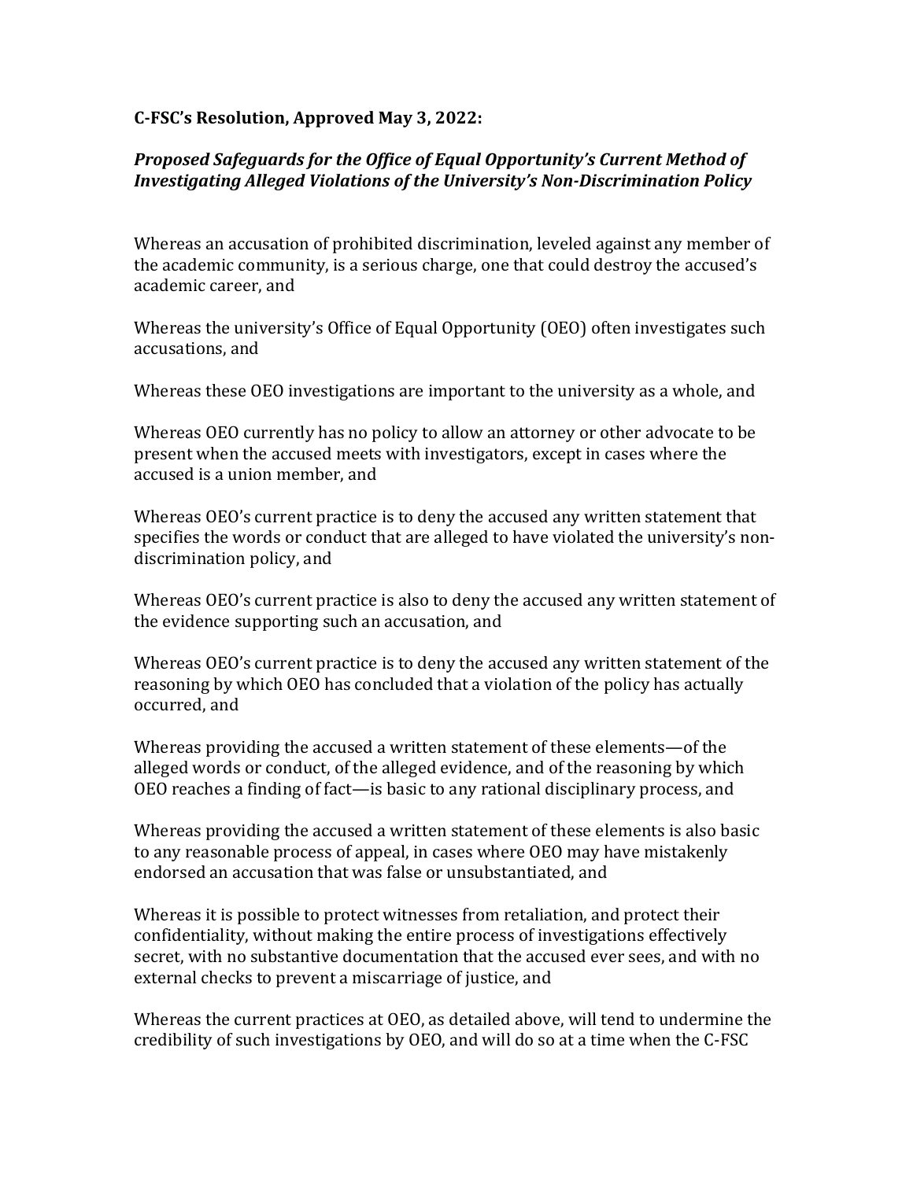**C-FSC's Resolution, Approved May 3, 2022:**

***Proposed Safeguards for the Office of Equal Opportunity's Current Method of Investigating Alleged Violations of the University's Non-Discrimination Policy***

Whereas an accusation of prohibited discrimination, leveled against any member of the academic community, is a serious charge, one that could destroy the accused's academic career, and

Whereas the university's Office of Equal Opportunity (OEO) often investigates such accusations, and

Whereas these OEO investigations are important to the university as a whole, and

Whereas OEO currently has no policy to allow an attorney or other advocate to be present when the accused meets with investigators, except in cases where the accused is a union member, and

Whereas OEO's current practice is to deny the accused any written statement that specifies the words or conduct that are alleged to have violated the university's non-discrimination policy, and

Whereas OEO's current practice is also to deny the accused any written statement of the evidence supporting such an accusation, and

Whereas OEO's current practice is to deny the accused any written statement of the reasoning by which OEO has concluded that a violation of the policy has actually occurred, and

Whereas providing the accused a written statement of these elements—of the alleged words or conduct, of the alleged evidence, and of the reasoning by which OEO reaches a finding of fact—is basic to any rational disciplinary process, and

Whereas providing the accused a written statement of these elements is also basic to any reasonable process of appeal, in cases where OEO may have mistakenly endorsed an accusation that was false or unsubstantiated, and

Whereas it is possible to protect witnesses from retaliation, and protect their confidentiality, without making the entire process of investigations effectively secret, with no substantive documentation that the accused ever sees, and with no external checks to prevent a miscarriage of justice, and

Whereas the current practices at OEO, as detailed above, will tend to undermine the credibility of such investigations by OEO, and will do so at a time when the C-FSC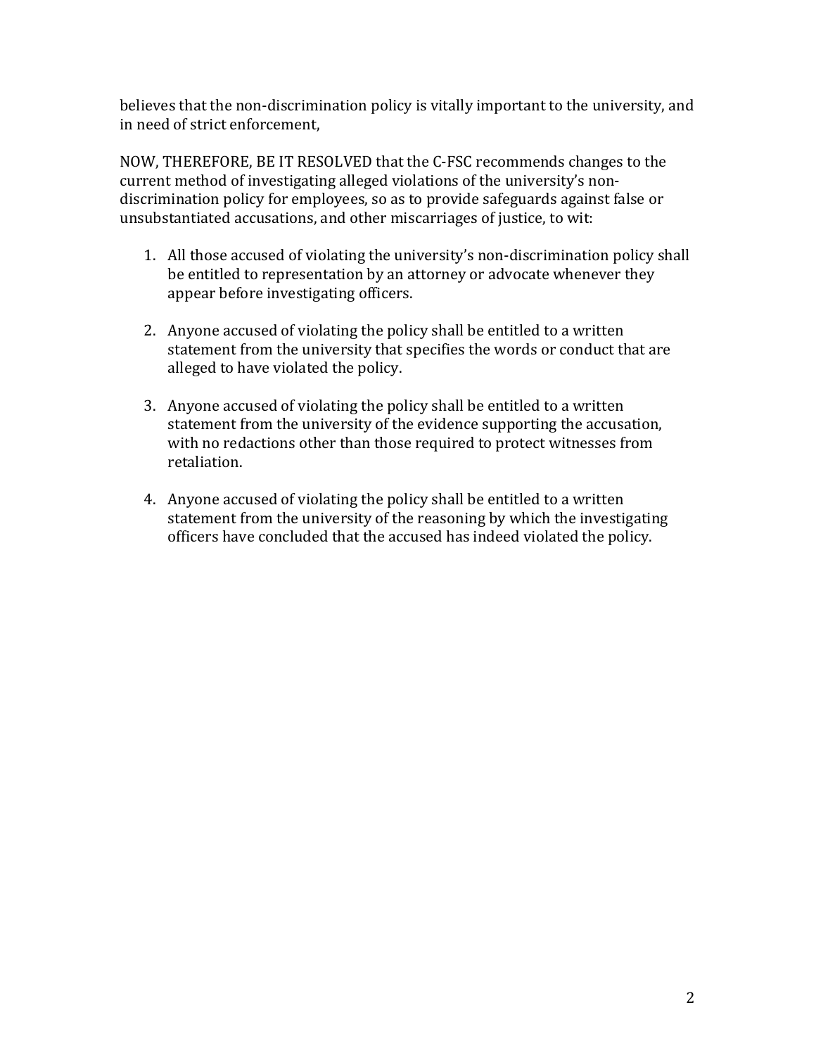believes that the non-discrimination policy is vitally important to the university, and in need of strict enforcement,

NOW, THEREFORE, BE IT RESOLVED that the C-FSC recommends changes to the current method of investigating alleged violations of the university's non-discrimination policy for employees, so as to provide safeguards against false or unsubstantiated accusations, and other miscarriages of justice, to wit:

1. All those accused of violating the university's non-discrimination policy shall be entitled to representation by an attorney or advocate whenever they appear before investigating officers.

2. Anyone accused of violating the policy shall be entitled to a written statement from the university that specifies the words or conduct that are alleged to have violated the policy.

3. Anyone accused of violating the policy shall be entitled to a written statement from the university of the evidence supporting the accusation, with no redactions other than those required to protect witnesses from retaliation.

4. Anyone accused of violating the policy shall be entitled to a written statement from the university of the reasoning by which the investigating officers have concluded that the accused has indeed violated the policy.